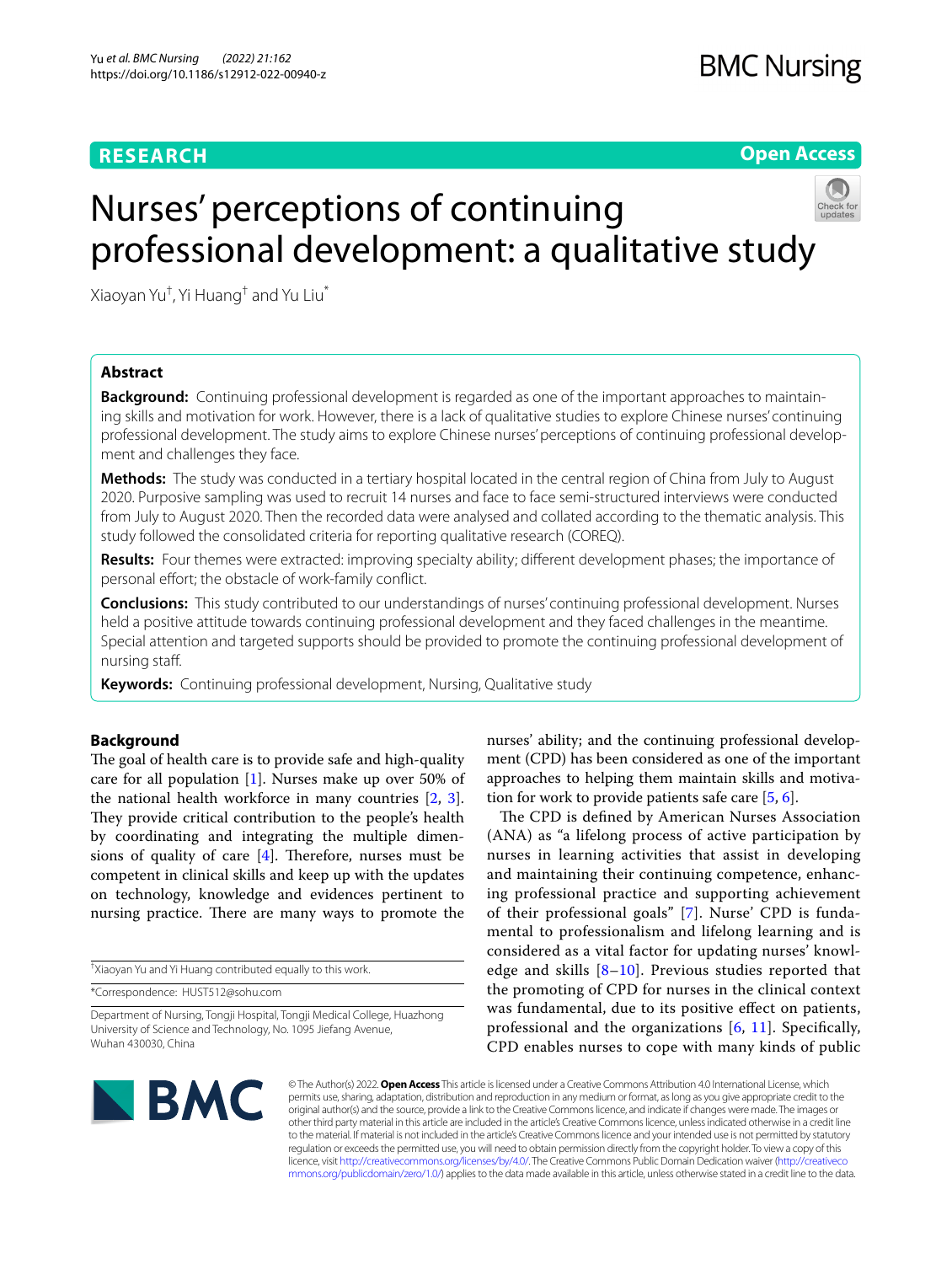RESEARCH

Open Access

# Nurses' perceptions of continuing professional development: a qualitative study

Xiaoyan Yu[†], Yi Huang[†] and Yu Liu[*]

## Abstract

**Background:** Continuing professional development is regarded as one of the important approaches to maintaining skills and motivation for work. However, there is a lack of qualitative studies to explore Chinese nurses' continuing professional development. The study aims to explore Chinese nurses' perceptions of continuing professional development and challenges they face.

**Methods:** The study was conducted in a tertiary hospital located in the central region of China from July to August 2020. Purposive sampling was used to recruit 14 nurses and face to face semi-structured interviews were conducted from July to August 2020. Then the recorded data were analysed and collated according to the thematic analysis. This study followed the consolidated criteria for reporting qualitative research (COREQ).

**Results:** Four themes were extracted: improving specialty ability; different development phases; the importance of personal effort; the obstacle of work-family conflict.

**Conclusions:** This study contributed to our understandings of nurses' continuing professional development. Nurses held a positive attitude towards continuing professional development and they faced challenges in the meantime. Special attention and targeted supports should be provided to promote the continuing professional development of nursing staff.

**Keywords:** Continuing professional development, Nursing, Qualitative study

## Background

The goal of health care is to provide safe and high-quality care for all population [1]. Nurses make up over 50% of the national health workforce in many countries [2, 3]. They provide critical contribution to the people's health by coordinating and integrating the multiple dimensions of quality of care [4]. Therefore, nurses must be competent in clinical skills and keep up with the updates on technology, knowledge and evidences pertinent to nursing practice. There are many ways to promote the nurses' ability; and the continuing professional development (CPD) has been considered as one of the important approaches to helping them maintain skills and motivation for work to provide patients safe care [5, 6].

The CPD is defined by American Nurses Association (ANA) as "a lifelong process of active participation by nurses in learning activities that assist in developing and maintaining their continuing competence, enhancing professional practice and supporting achievement of their professional goals" [7]. Nurse' CPD is fundamental to professionalism and lifelong learning and is considered as a vital factor for updating nurses' knowledge and skills [8–10]. Previous studies reported that the promoting of CPD for nurses in the clinical context was fundamental, due to its positive effect on patients, professional and the organizations [6, 11]. Specifically, CPD enables nurses to cope with many kinds of public

[†]Xiaoyan Yu and Yi Huang contributed equally to this work.

*Correspondence: HUST512@sohu.com

Department of Nursing, Tongji Hospital, Tongji Medical College, Huazhong University of Science and Technology, No. 1095 Jiefang Avenue, Wuhan 430030, China

© The Author(s) 2022. **Open Access** This article is licensed under a Creative Commons Attribution 4.0 International License, which permits use, sharing, adaptation, distribution and reproduction in any medium or format, as long as you give appropriate credit to the original author(s) and the source, provide a link to the Creative Commons licence, and indicate if changes were made. The images or other third party material in this article are included in the article's Creative Commons licence, unless indicated otherwise in a credit line to the material. If material is not included in the article's Creative Commons licence and your intended use is not permitted by statutory regulation or exceeds the permitted use, you will need to obtain permission directly from the copyright holder. To view a copy of this licence, visit http://creativecommons.org/licenses/by/4.0/. The Creative Commons Public Domain Dedication waiver (http://creativecommons.org/publicdomain/zero/1.0/) applies to the data made available in this article, unless otherwise stated in a credit line to the data.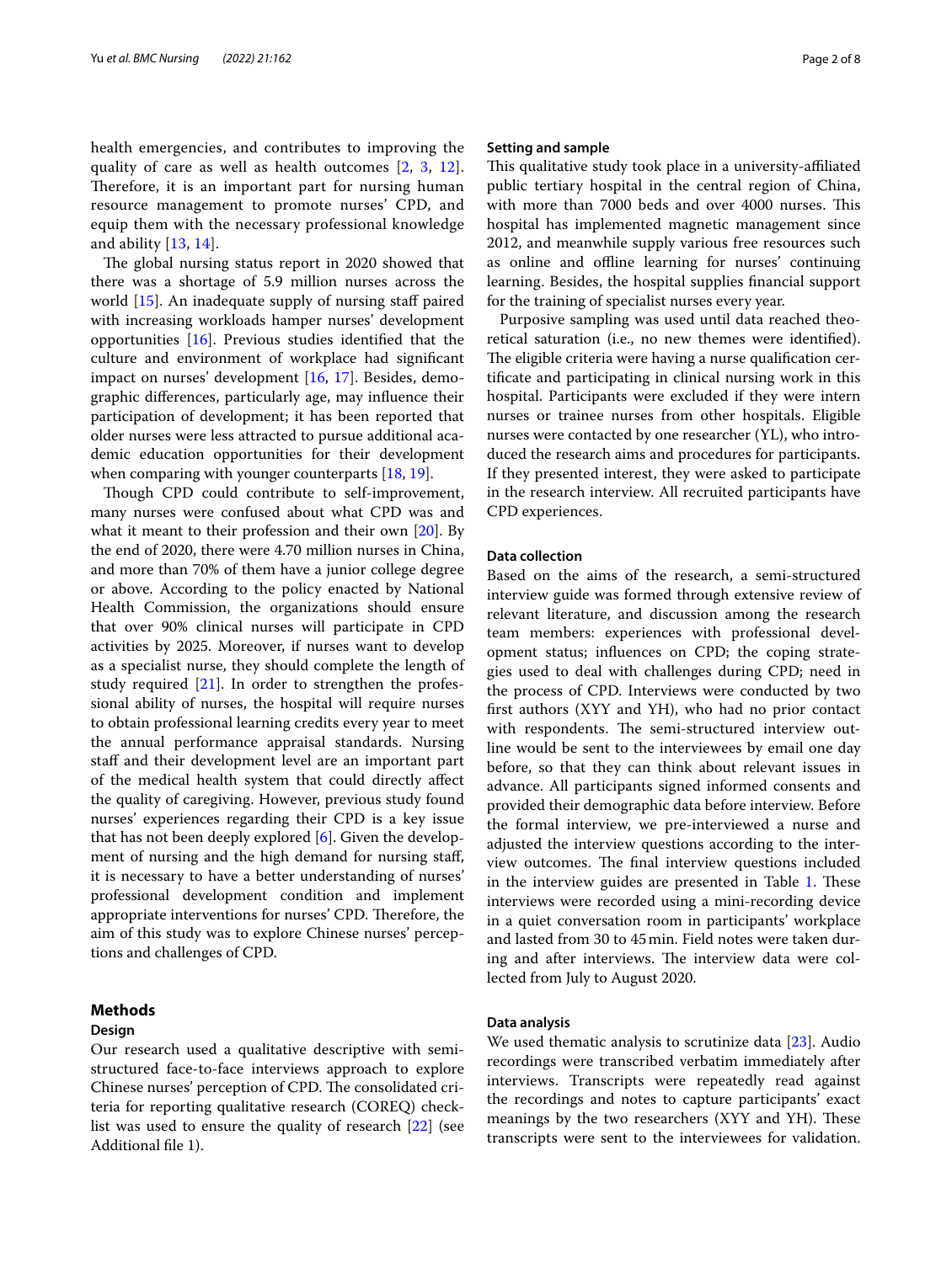health emergencies, and contributes to improving the quality of care as well as health outcomes [2, 3, 12]. Therefore, it is an important part for nursing human resource management to promote nurses' CPD, and equip them with the necessary professional knowledge and ability [13, 14].

The global nursing status report in 2020 showed that there was a shortage of 5.9 million nurses across the world [15]. An inadequate supply of nursing staff paired with increasing workloads hamper nurses' development opportunities [16]. Previous studies identified that the culture and environment of workplace had significant impact on nurses' development [16, 17]. Besides, demographic differences, particularly age, may influence their participation of development; it has been reported that older nurses were less attracted to pursue additional academic education opportunities for their development when comparing with younger counterparts [18, 19].

Though CPD could contribute to self-improvement, many nurses were confused about what CPD was and what it meant to their profession and their own [20]. By the end of 2020, there were 4.70 million nurses in China, and more than 70% of them have a junior college degree or above. According to the policy enacted by National Health Commission, the organizations should ensure that over 90% clinical nurses will participate in CPD activities by 2025. Moreover, if nurses want to develop as a specialist nurse, they should complete the length of study required [21]. In order to strengthen the professional ability of nurses, the hospital will require nurses to obtain professional learning credits every year to meet the annual performance appraisal standards. Nursing staff and their development level are an important part of the medical health system that could directly affect the quality of caregiving. However, previous study found nurses' experiences regarding their CPD is a key issue that has not been deeply explored [6]. Given the development of nursing and the high demand for nursing staff, it is necessary to have a better understanding of nurses' professional development condition and implement appropriate interventions for nurses' CPD. Therefore, the aim of this study was to explore Chinese nurses' perceptions and challenges of CPD.

## Methods

### Design

Our research used a qualitative descriptive with semi-structured face-to-face interviews approach to explore Chinese nurses' perception of CPD. The consolidated criteria for reporting qualitative research (COREQ) checklist was used to ensure the quality of research [22] (see Additional file 1).

### Setting and sample

This qualitative study took place in a university-affiliated public tertiary hospital in the central region of China, with more than 7000 beds and over 4000 nurses. This hospital has implemented magnetic management since 2012, and meanwhile supply various free resources such as online and offline learning for nurses' continuing learning. Besides, the hospital supplies financial support for the training of specialist nurses every year.

Purposive sampling was used until data reached theoretical saturation (i.e., no new themes were identified). The eligible criteria were having a nurse qualification certificate and participating in clinical nursing work in this hospital. Participants were excluded if they were intern nurses or trainee nurses from other hospitals. Eligible nurses were contacted by one researcher (YL), who introduced the research aims and procedures for participants. If they presented interest, they were asked to participate in the research interview. All recruited participants have CPD experiences.

### Data collection

Based on the aims of the research, a semi-structured interview guide was formed through extensive review of relevant literature, and discussion among the research team members: experiences with professional development status; influences on CPD; the coping strategies used to deal with challenges during CPD; need in the process of CPD. Interviews were conducted by two first authors (XYY and YH), who had no prior contact with respondents. The semi-structured interview outline would be sent to the interviewees by email one day before, so that they can think about relevant issues in advance. All participants signed informed consents and provided their demographic data before interview. Before the formal interview, we pre-interviewed a nurse and adjusted the interview questions according to the interview outcomes. The final interview questions included in the interview guides are presented in Table 1. These interviews were recorded using a mini-recording device in a quiet conversation room in participants' workplace and lasted from 30 to 45 min. Field notes were taken during and after interviews. The interview data were collected from July to August 2020.

### Data analysis

We used thematic analysis to scrutinize data [23]. Audio recordings were transcribed verbatim immediately after interviews. Transcripts were repeatedly read against the recordings and notes to capture participants' exact meanings by the two researchers (XYY and YH). These transcripts were sent to the interviewees for validation.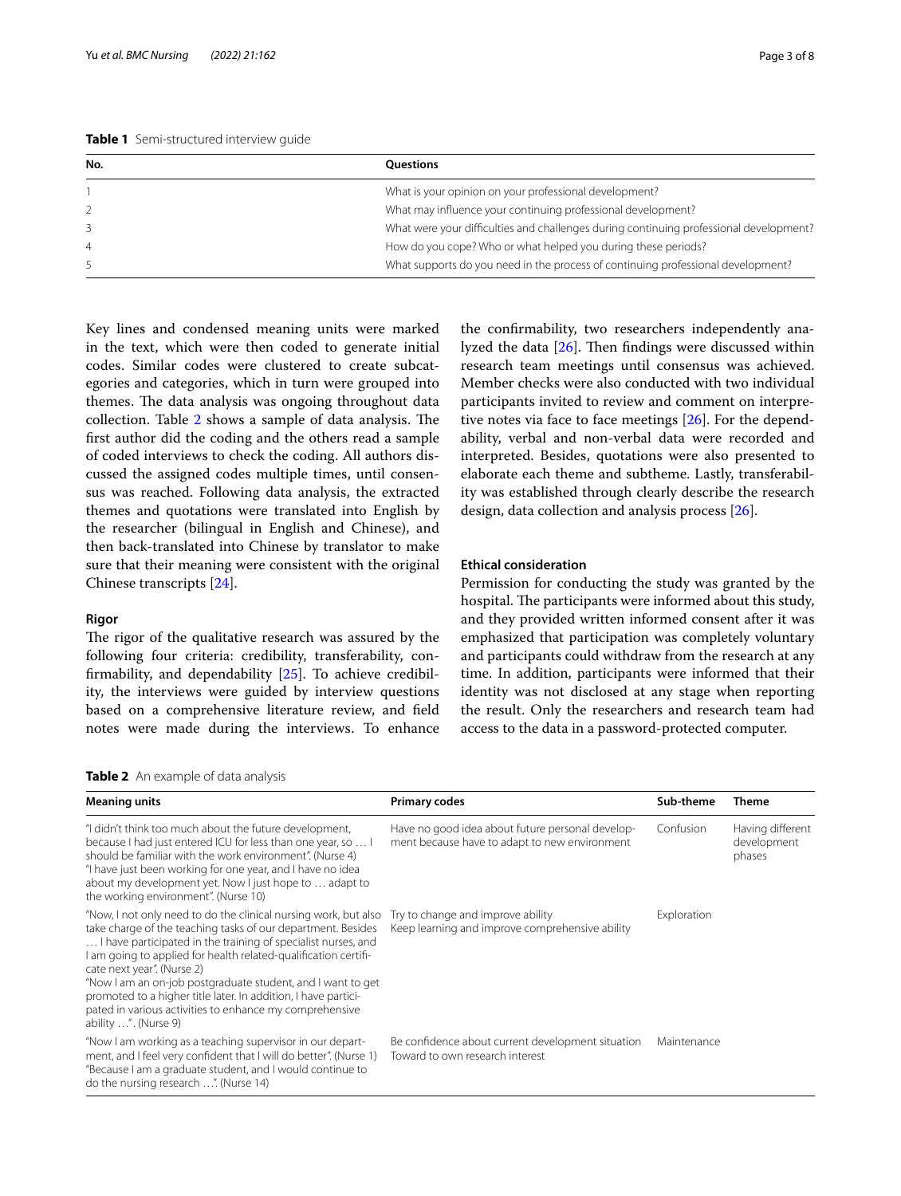**Table 1** Semi-structured interview guide

| No. | Questions |
|---|---|
| 1 | What is your opinion on your professional development? |
| 2 | What may influence your continuing professional development? |
| 3 | What were your difficulties and challenges during continuing professional development? |
| 4 | How do you cope? Who or what helped you during these periods? |
| 5 | What supports do you need in the process of continuing professional development? |

Key lines and condensed meaning units were marked in the text, which were then coded to generate initial codes. Similar codes were clustered to create subcategories and categories, which in turn were grouped into themes. The data analysis was ongoing throughout data collection. Table 2 shows a sample of data analysis. The first author did the coding and the others read a sample of coded interviews to check the coding. All authors discussed the assigned codes multiple times, until consensus was reached. Following data analysis, the extracted themes and quotations were translated into English by the researcher (bilingual in English and Chinese), and then back-translated into Chinese by translator to make sure that their meaning were consistent with the original Chinese transcripts [24].

### Rigor

The rigor of the qualitative research was assured by the following four criteria: credibility, transferability, confirmability, and dependability [25]. To achieve credibility, the interviews were guided by interview questions based on a comprehensive literature review, and field notes were made during the interviews. To enhance the confirmability, two researchers independently analyzed the data [26]. Then findings were discussed within research team meetings until consensus was achieved. Member checks were also conducted with two individual participants invited to review and comment on interpretive notes via face to face meetings [26]. For the dependability, verbal and non-verbal data were recorded and interpreted. Besides, quotations were also presented to elaborate each theme and subtheme. Lastly, transferability was established through clearly describe the research design, data collection and analysis process [26].

### Ethical consideration

Permission for conducting the study was granted by the hospital. The participants were informed about this study, and they provided written informed consent after it was emphasized that participation was completely voluntary and participants could withdraw from the research at any time. In addition, participants were informed that their identity was not disclosed at any stage when reporting the result. Only the researchers and research team had access to the data in a password-protected computer.

**Table 2** An example of data analysis

| Meaning units | Primary codes | Sub-theme | Theme |
|---|---|---|---|
| "I didn't think too much about the future development, because I had just entered ICU for less than one year, so … I should be familiar with the work environment". (Nurse 4) "I have just been working for one year, and I have no idea about my development yet. Now I just hope to … adapt to the working environment". (Nurse 10) | Have no good idea about future personal development because have to adapt to new environment | Confusion | Having different development phases |
| "Now, I not only need to do the clinical nursing work, but also take charge of the teaching tasks of our department. Besides … I have participated in the training of specialist nurses, and I am going to applied for health related-qualification certificate next year". (Nurse 2) "Now I am an on-job postgraduate student, and I want to get promoted to a higher title later. In addition, I have participated in various activities to enhance my comprehensive ability …". (Nurse 9) | Try to change and improve ability Keep learning and improve comprehensive ability | Exploration | |
| "Now I am working as a teaching supervisor in our department, and I feel very confident that I will do better". (Nurse 1) "Because I am a graduate student, and I would continue to do the nursing research …". (Nurse 14) | Be confidence about current development situation Toward to own research interest | Maintenance | |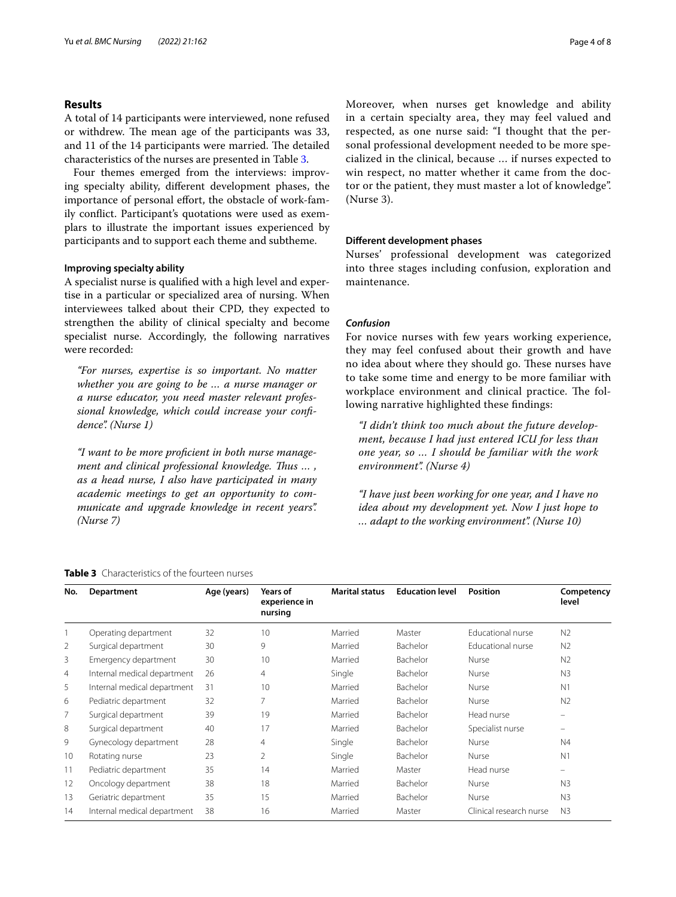## Results

A total of 14 participants were interviewed, none refused or withdrew. The mean age of the participants was 33, and 11 of the 14 participants were married. The detailed characteristics of the nurses are presented in Table 3.

Four themes emerged from the interviews: improving specialty ability, different development phases, the importance of personal effort, the obstacle of work-family conflict. Participant's quotations were used as exemplars to illustrate the important issues experienced by participants and to support each theme and subtheme.

### Improving specialty ability

A specialist nurse is qualified with a high level and expertise in a particular or specialized area of nursing. When interviewees talked about their CPD, they expected to strengthen the ability of clinical specialty and become specialist nurse. Accordingly, the following narratives were recorded:

> *"For nurses, expertise is so important. No matter whether you are going to be … a nurse manager or a nurse educator, you need master relevant professional knowledge, which could increase your confidence". (Nurse 1)*

> *"I want to be more proficient in both nurse management and clinical professional knowledge. Thus … , as a head nurse, I also have participated in many academic meetings to get an opportunity to communicate and upgrade knowledge in recent years". (Nurse 7)*

Moreover, when nurses get knowledge and ability in a certain specialty area, they may feel valued and respected, as one nurse said: "I thought that the personal professional development needed to be more specialized in the clinical, because … if nurses expected to win respect, no matter whether it came from the doctor or the patient, they must master a lot of knowledge". (Nurse 3).

### Different development phases

Nurses' professional development was categorized into three stages including confusion, exploration and maintenance.

#### *Confusion*

For novice nurses with few years working experience, they may feel confused about their growth and have no idea about where they should go. These nurses have to take some time and energy to be more familiar with workplace environment and clinical practice. The following narrative highlighted these findings:

> *"I didn't think too much about the future development, because I had just entered ICU for less than one year, so … I should be familiar with the work environment". (Nurse 4)*

> *"I have just been working for one year, and I have no idea about my development yet. Now I just hope to … adapt to the working environment". (Nurse 10)*

**Table 3** Characteristics of the fourteen nurses

| No. | Department | Age (years) | Years of experience in nursing | Marital status | Education level | Position | Competency level |
|---|---|---|---|---|---|---|---|
| 1 | Operating department | 32 | 10 | Married | Master | Educational nurse | N2 |
| 2 | Surgical department | 30 | 9 | Married | Bachelor | Educational nurse | N2 |
| 3 | Emergency department | 30 | 10 | Married | Bachelor | Nurse | N2 |
| 4 | Internal medical department | 26 | 4 | Single | Bachelor | Nurse | N3 |
| 5 | Internal medical department | 31 | 10 | Married | Bachelor | Nurse | N1 |
| 6 | Pediatric department | 32 | 7 | Married | Bachelor | Nurse | N2 |
| 7 | Surgical department | 39 | 19 | Married | Bachelor | Head nurse | – |
| 8 | Surgical department | 40 | 17 | Married | Bachelor | Specialist nurse | – |
| 9 | Gynecology department | 28 | 4 | Single | Bachelor | Nurse | N4 |
| 10 | Rotating nurse | 23 | 2 | Single | Bachelor | Nurse | N1 |
| 11 | Pediatric department | 35 | 14 | Married | Master | Head nurse | – |
| 12 | Oncology department | 38 | 18 | Married | Bachelor | Nurse | N3 |
| 13 | Geriatric department | 35 | 15 | Married | Bachelor | Nurse | N3 |
| 14 | Internal medical department | 38 | 16 | Married | Master | Clinical research nurse | N3 |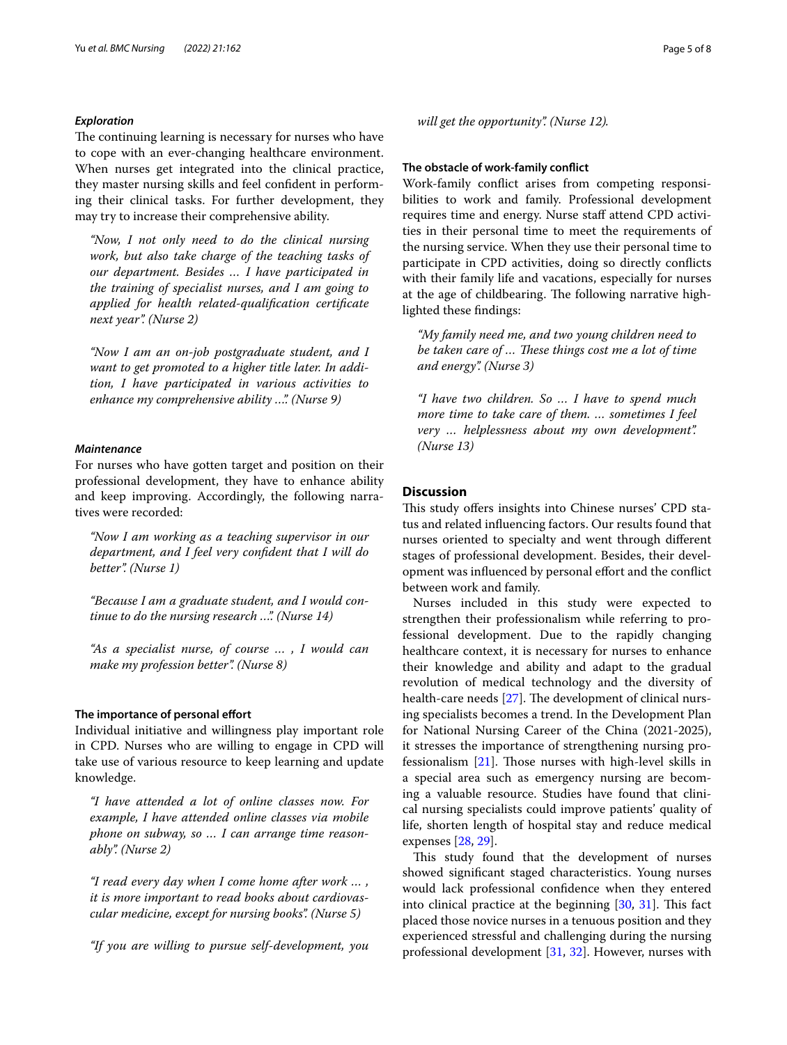#### *Exploration*

The continuing learning is necessary for nurses who have to cope with an ever-changing healthcare environment. When nurses get integrated into the clinical practice, they master nursing skills and feel confident in performing their clinical tasks. For further development, they may try to increase their comprehensive ability.

> *"Now, I not only need to do the clinical nursing work, but also take charge of the teaching tasks of our department. Besides … I have participated in the training of specialist nurses, and I am going to applied for health related-qualification certificate next year". (Nurse 2)*

> *"Now I am an on-job postgraduate student, and I want to get promoted to a higher title later. In addition, I have participated in various activities to enhance my comprehensive ability …". (Nurse 9)*

#### *Maintenance*

For nurses who have gotten target and position on their professional development, they have to enhance ability and keep improving. Accordingly, the following narratives were recorded:

> *"Now I am working as a teaching supervisor in our department, and I feel very confident that I will do better". (Nurse 1)*

> *"Because I am a graduate student, and I would continue to do the nursing research …". (Nurse 14)*

> *"As a specialist nurse, of course … , I would can make my profession better". (Nurse 8)*

### The importance of personal effort

Individual initiative and willingness play important role in CPD. Nurses who are willing to engage in CPD will take use of various resource to keep learning and update knowledge.

> *"I have attended a lot of online classes now. For example, I have attended online classes via mobile phone on subway, so … I can arrange time reasonably". (Nurse 2)*

> *"I read every day when I come home after work … , it is more important to read books about cardiovascular medicine, except for nursing books". (Nurse 5)*

> *"If you are willing to pursue self-development, you will get the opportunity". (Nurse 12).*

### The obstacle of work-family conflict

Work-family conflict arises from competing responsibilities to work and family. Professional development requires time and energy. Nurse staff attend CPD activities in their personal time to meet the requirements of the nursing service. When they use their personal time to participate in CPD activities, doing so directly conflicts with their family life and vacations, especially for nurses at the age of childbearing. The following narrative highlighted these findings:

> *"My family need me, and two young children need to be taken care of … These things cost me a lot of time and energy". (Nurse 3)*

> *"I have two children. So … I have to spend much more time to take care of them. … sometimes I feel very … helplessness about my own development". (Nurse 13)*

## Discussion

This study offers insights into Chinese nurses' CPD status and related influencing factors. Our results found that nurses oriented to specialty and went through different stages of professional development. Besides, their development was influenced by personal effort and the conflict between work and family.

Nurses included in this study were expected to strengthen their professionalism while referring to professional development. Due to the rapidly changing healthcare context, it is necessary for nurses to enhance their knowledge and ability and adapt to the gradual revolution of medical technology and the diversity of health-care needs [27]. The development of clinical nursing specialists becomes a trend. In the Development Plan for National Nursing Career of the China (2021-2025), it stresses the importance of strengthening nursing professionalism [21]. Those nurses with high-level skills in a special area such as emergency nursing are becoming a valuable resource. Studies have found that clinical nursing specialists could improve patients' quality of life, shorten length of hospital stay and reduce medical expenses [28, 29].

This study found that the development of nurses showed significant staged characteristics. Young nurses would lack professional confidence when they entered into clinical practice at the beginning [30, 31]. This fact placed those novice nurses in a tenuous position and they experienced stressful and challenging during the nursing professional development [31, 32]. However, nurses with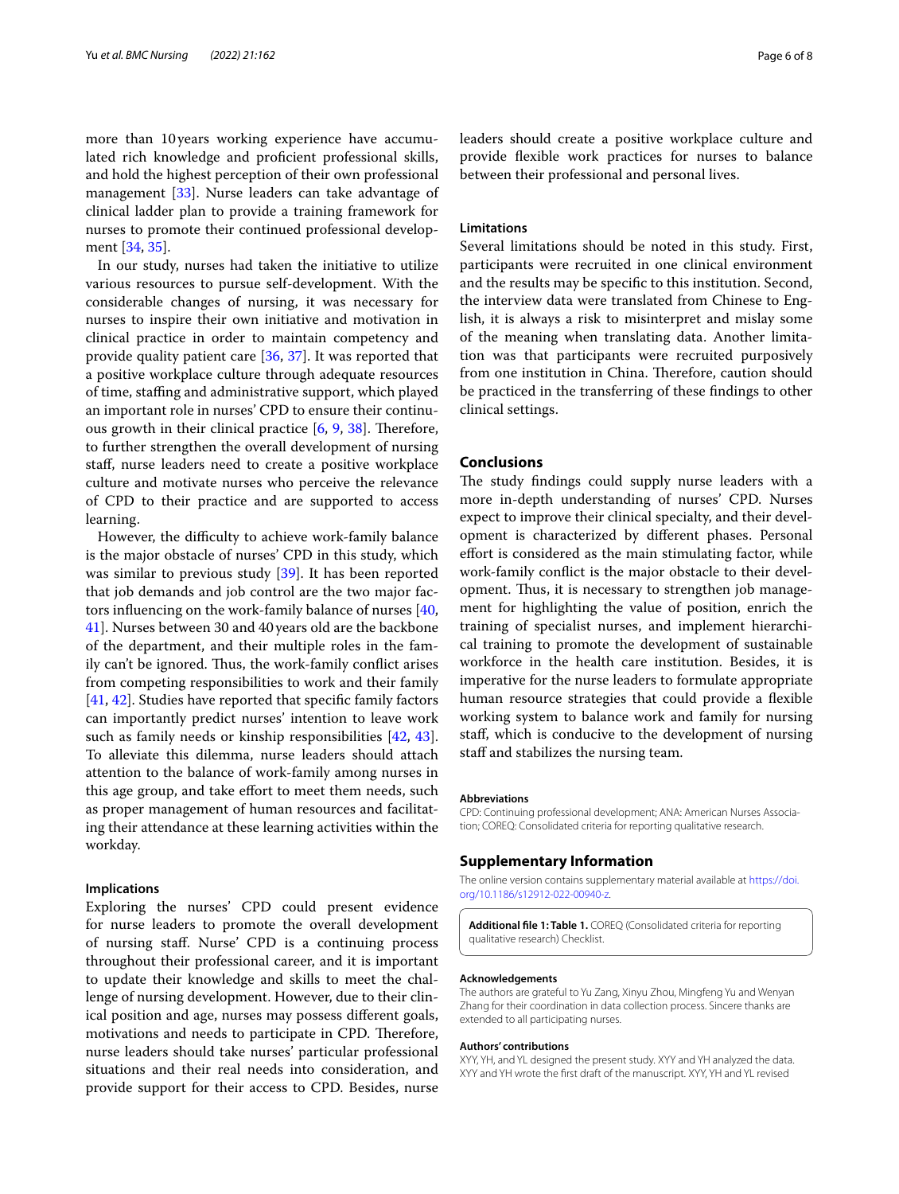more than 10 years working experience have accumulated rich knowledge and proficient professional skills, and hold the highest perception of their own professional management [33]. Nurse leaders can take advantage of clinical ladder plan to provide a training framework for nurses to promote their continued professional development [34, 35].

In our study, nurses had taken the initiative to utilize various resources to pursue self-development. With the considerable changes of nursing, it was necessary for nurses to inspire their own initiative and motivation in clinical practice in order to maintain competency and provide quality patient care [36, 37]. It was reported that a positive workplace culture through adequate resources of time, staffing and administrative support, which played an important role in nurses' CPD to ensure their continuous growth in their clinical practice [6, 9, 38]. Therefore, to further strengthen the overall development of nursing staff, nurse leaders need to create a positive workplace culture and motivate nurses who perceive the relevance of CPD to their practice and are supported to access learning.

However, the difficulty to achieve work-family balance is the major obstacle of nurses' CPD in this study, which was similar to previous study [39]. It has been reported that job demands and job control are the two major factors influencing on the work-family balance of nurses [40, 41]. Nurses between 30 and 40 years old are the backbone of the department, and their multiple roles in the family can't be ignored. Thus, the work-family conflict arises from competing responsibilities to work and their family [41, 42]. Studies have reported that specific family factors can importantly predict nurses' intention to leave work such as family needs or kinship responsibilities [42, 43]. To alleviate this dilemma, nurse leaders should attach attention to the balance of work-family among nurses in this age group, and take effort to meet them needs, such as proper management of human resources and facilitating their attendance at these learning activities within the workday.

### Implications

Exploring the nurses' CPD could present evidence for nurse leaders to promote the overall development of nursing staff. Nurse' CPD is a continuing process throughout their professional career, and it is important to update their knowledge and skills to meet the challenge of nursing development. However, due to their clinical position and age, nurses may possess different goals, motivations and needs to participate in CPD. Therefore, nurse leaders should take nurses' particular professional situations and their real needs into consideration, and provide support for their access to CPD. Besides, nurse leaders should create a positive workplace culture and provide flexible work practices for nurses to balance between their professional and personal lives.

### Limitations

Several limitations should be noted in this study. First, participants were recruited in one clinical environment and the results may be specific to this institution. Second, the interview data were translated from Chinese to English, it is always a risk to misinterpret and mislay some of the meaning when translating data. Another limitation was that participants were recruited purposively from one institution in China. Therefore, caution should be practiced in the transferring of these findings to other clinical settings.

## Conclusions

The study findings could supply nurse leaders with a more in-depth understanding of nurses' CPD. Nurses expect to improve their clinical specialty, and their development is characterized by different phases. Personal effort is considered as the main stimulating factor, while work-family conflict is the major obstacle to their development. Thus, it is necessary to strengthen job management for highlighting the value of position, enrich the training of specialist nurses, and implement hierarchical training to promote the development of sustainable workforce in the health care institution. Besides, it is imperative for the nurse leaders to formulate appropriate human resource strategies that could provide a flexible working system to balance work and family for nursing staff, which is conducive to the development of nursing staff and stabilizes the nursing team.

#### Abbreviations

CPD: Continuing professional development; ANA: American Nurses Association; COREQ: Consolidated criteria for reporting qualitative research.

## Supplementary Information

The online version contains supplementary material available at https://doi.org/10.1186/s12912-022-00940-z.

**Additional file 1: Table 1.** COREQ (Consolidated criteria for reporting qualitative research) Checklist.

#### Acknowledgements

The authors are grateful to Yu Zang, Xinyu Zhou, Mingfeng Yu and Wenyan Zhang for their coordination in data collection process. Sincere thanks are extended to all participating nurses.

#### Authors' contributions

XYY, YH, and YL designed the present study. XYY and YH analyzed the data. XYY and YH wrote the first draft of the manuscript. XYY, YH and YL revised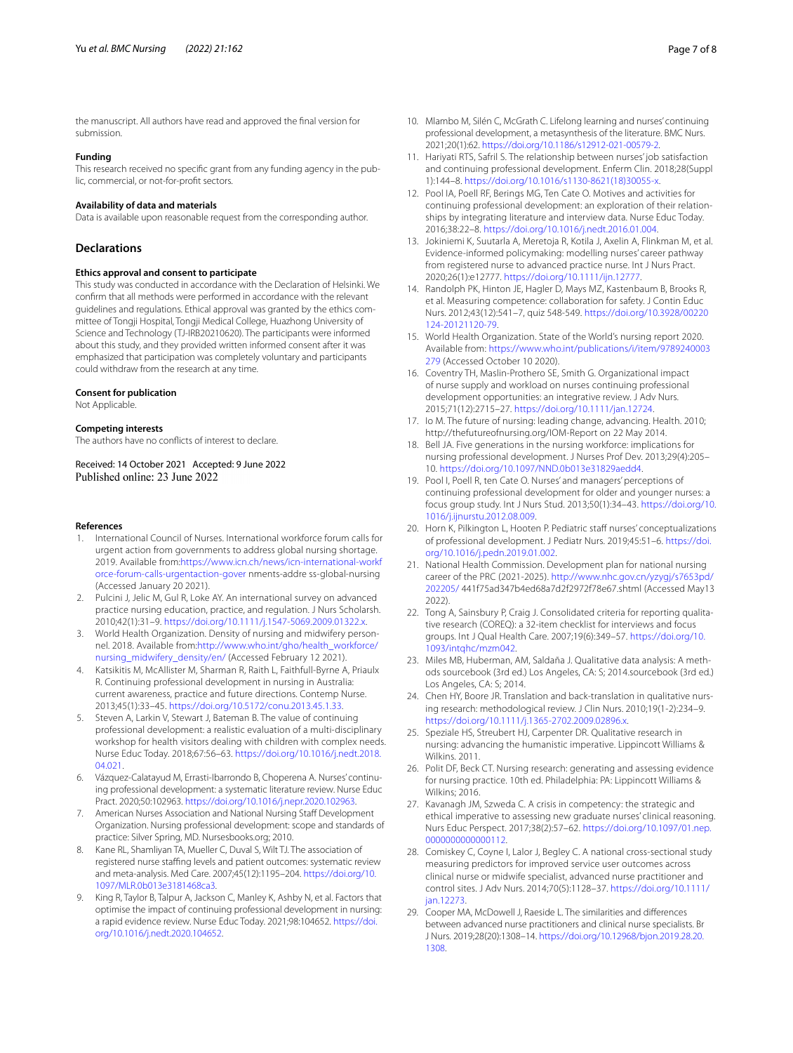the manuscript. All authors have read and approved the final version for submission.

**Funding**

This research received no specific grant from any funding agency in the public, commercial, or not-for-profit sectors.

**Availability of data and materials**

Data is available upon reasonable request from the corresponding author.

## Declarations

**Ethics approval and consent to participate**

This study was conducted in accordance with the Declaration of Helsinki. We confirm that all methods were performed in accordance with the relevant guidelines and regulations. Ethical approval was granted by the ethics committee of Tongji Hospital, Tongji Medical College, Huazhong University of Science and Technology (TJ-IRB20210620). The participants were informed about this study, and they provided written informed consent after it was emphasized that participation was completely voluntary and participants could withdraw from the research at any time.

**Consent for publication**

Not Applicable.

**Competing interests**

The authors have no conflicts of interest to declare.

Received: 14 October 2021 Accepted: 9 June 2022
Published online: 23 June 2022

**References**

1. International Council of Nurses. International workforce forum calls for urgent action from governments to address global nursing shortage. 2019. Available from:https://www.icn.ch/news/icn-international-workforce-forum-calls-urgentaction-gover nments-addre ss-global-nursing (Accessed January 20 2021).
2. Pulcini J, Jelic M, Gul R, Loke AY. An international survey on advanced practice nursing education, practice, and regulation. J Nurs Scholarsh. 2010;42(1):31–9. https://doi.org/10.1111/j.1547-5069.2009.01322.x.
3. World Health Organization. Density of nursing and midwifery personnel. 2018. Available from:http://www.who.int/gho/health_workforce/nursing_midwifery_density/en/ (Accessed February 12 2021).
4. Katsikitis M, McAllister M, Sharman R, Raith L, Faithfull-Byrne A, Priaulx R. Continuing professional development in nursing in Australia: current awareness, practice and future directions. Contemp Nurse. 2013;45(1):33–45. https://doi.org/10.5172/conu.2013.45.1.33.
5. Steven A, Larkin V, Stewart J, Bateman B. The value of continuing professional development: a realistic evaluation of a multi-disciplinary workshop for health visitors dealing with children with complex needs. Nurse Educ Today. 2018;67:56–63. https://doi.org/10.1016/j.nedt.2018.04.021.
6. Vázquez-Calatayud M, Errasti-Ibarrondo B, Choperena A. Nurses' continuing professional development: a systematic literature review. Nurse Educ Pract. 2020;50:102963. https://doi.org/10.1016/j.nepr.2020.102963.
7. American Nurses Association and National Nursing Staff Development Organization. Nursing professional development: scope and standards of practice: Silver Spring, MD. Nursesbooks.org; 2010.
8. Kane RL, Shamliyan TA, Mueller C, Duval S, Wilt TJ. The association of registered nurse staffing levels and patient outcomes: systematic review and meta-analysis. Med Care. 2007;45(12):1195–204. https://doi.org/10.1097/MLR.0b013e3181468ca3.
9. King R, Taylor B, Talpur A, Jackson C, Manley K, Ashby N, et al. Factors that optimise the impact of continuing professional development in nursing: a rapid evidence review. Nurse Educ Today. 2021;98:104652. https://doi.org/10.1016/j.nedt.2020.104652.
10. Mlambo M, Silén C, McGrath C. Lifelong learning and nurses' continuing professional development, a metasynthesis of the literature. BMC Nurs. 2021;20(1):62. https://doi.org/10.1186/s12912-021-00579-2.
11. Hariyati RTS, Safril S. The relationship between nurses' job satisfaction and continuing professional development. Enferm Clin. 2018;28(Suppl 1):144–8. https://doi.org/10.1016/s1130-8621(18)30055-x.
12. Pool IA, Poell RF, Berings MG, Ten Cate O. Motives and activities for continuing professional development: an exploration of their relationships by integrating literature and interview data. Nurse Educ Today. 2016;38:22–8. https://doi.org/10.1016/j.nedt.2016.01.004.
13. Jokiniemi K, Suutarla A, Meretoja R, Kotila J, Axelin A, Flinkman M, et al. Evidence-informed policymaking: modelling nurses' career pathway from registered nurse to advanced practice nurse. Int J Nurs Pract. 2020;26(1):e12777. https://doi.org/10.1111/ijn.12777.
14. Randolph PK, Hinton JE, Hagler D, Mays MZ, Kastenbaum B, Brooks R, et al. Measuring competence: collaboration for safety. J Contin Educ Nurs. 2012;43(12):541–7, quiz 548-549. https://doi.org/10.3928/00220124-20121120-79.
15. World Health Organization. State of the World's nursing report 2020. Available from: https://www.who.int/publications/i/item/9789240003279 (Accessed October 10 2020).
16. Coventry TH, Maslin-Prothero SE, Smith G. Organizational impact of nurse supply and workload on nurses continuing professional development opportunities: an integrative review. J Adv Nurs. 2015;71(12):2715–27. https://doi.org/10.1111/jan.12724.
17. Io M. The future of nursing: leading change, advancing. Health. 2010; http://thefutureofnursing.org/IOM-Report on 22 May 2014.
18. Bell JA. Five generations in the nursing workforce: implications for nursing professional development. J Nurses Prof Dev. 2013;29(4):205–10. https://doi.org/10.1097/NND.0b013e31829aedd4.
19. Pool I, Poell R, ten Cate O. Nurses' and managers' perceptions of continuing professional development for older and younger nurses: a focus group study. Int J Nurs Stud. 2013;50(1):34–43. https://doi.org/10.1016/j.ijnurstu.2012.08.009.
20. Horn K, Pilkington L, Hooten P. Pediatric staff nurses' conceptualizations of professional development. J Pediatr Nurs. 2019;45:51–6. https://doi.org/10.1016/j.pedn.2019.01.002.
21. National Health Commission. Development plan for national nursing career of the PRC (2021-2025). http://www.nhc.gov.cn/yzygj/s7653pd/202205/ 441f75ad347b4ed68a7d2f2972f78e67.shtml (Accessed May13 2022).
22. Tong A, Sainsbury P, Craig J. Consolidated criteria for reporting qualitative research (COREQ): a 32-item checklist for interviews and focus groups. Int J Qual Health Care. 2007;19(6):349–57. https://doi.org/10.1093/intqhc/mzm042.
23. Miles MB, Huberman, AM, Saldaña J. Qualitative data analysis: A methods sourcebook (3rd ed.) Los Angeles, CA: S; 2014.sourcebook (3rd ed.) Los Angeles, CA: S; 2014.
24. Chen HY, Boore JR. Translation and back-translation in qualitative nursing research: methodological review. J Clin Nurs. 2010;19(1-2):234–9. https://doi.org/10.1111/j.1365-2702.2009.02896.x.
25. Speziale HS, Streubert HJ, Carpenter DR. Qualitative research in nursing: advancing the humanistic imperative. Lippincott Williams & Wilkins. 2011.
26. Polit DF, Beck CT. Nursing research: generating and assessing evidence for nursing practice. 10th ed. Philadelphia: PA: Lippincott Williams & Wilkins; 2016.
27. Kavanagh JM, Szweda C. A crisis in competency: the strategic and ethical imperative to assessing new graduate nurses' clinical reasoning. Nurs Educ Perspect. 2017;38(2):57–62. https://doi.org/10.1097/01.nep.0000000000000112.
28. Comiskey C, Coyne I, Lalor J, Begley C. A national cross-sectional study measuring predictors for improved service user outcomes across clinical nurse or midwife specialist, advanced nurse practitioner and control sites. J Adv Nurs. 2014;70(5):1128–37. https://doi.org/10.1111/jan.12273.
29. Cooper MA, McDowell J, Raeside L. The similarities and differences between advanced nurse practitioners and clinical nurse specialists. Br J Nurs. 2019;28(20):1308–14. https://doi.org/10.12968/bjon.2019.28.20.1308.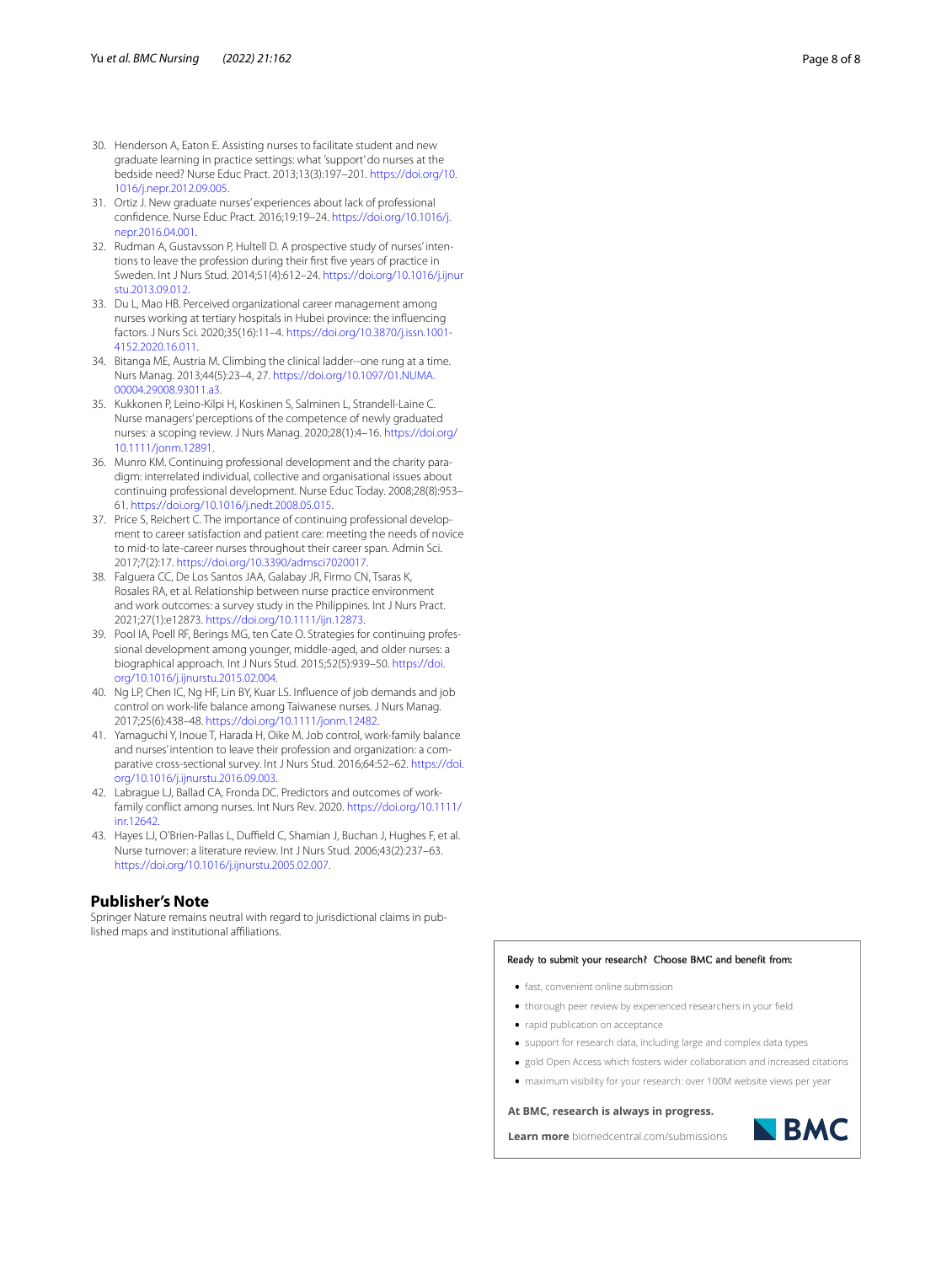30. Henderson A, Eaton E. Assisting nurses to facilitate student and new graduate learning in practice settings: what 'support' do nurses at the bedside need? Nurse Educ Pract. 2013;13(3):197–201. https://doi.org/10.1016/j.nepr.2012.09.005.
31. Ortiz J. New graduate nurses' experiences about lack of professional confidence. Nurse Educ Pract. 2016;19:19–24. https://doi.org/10.1016/j.nepr.2016.04.001.
32. Rudman A, Gustavsson P, Hultell D. A prospective study of nurses' intentions to leave the profession during their first five years of practice in Sweden. Int J Nurs Stud. 2014;51(4):612–24. https://doi.org/10.1016/j.ijnurstu.2013.09.012.
33. Du L, Mao HB. Perceived organizational career management among nurses working at tertiary hospitals in Hubei province: the influencing factors. J Nurs Sci. 2020;35(16):11–4. https://doi.org/10.3870/j.issn.1001-4152.2020.16.011.
34. Bitanga ME, Austria M. Climbing the clinical ladder--one rung at a time. Nurs Manag. 2013;44(5):23–4, 27. https://doi.org/10.1097/01.NUMA.00004.29008.93011.a3.
35. Kukkonen P, Leino-Kilpi H, Koskinen S, Salminen L, Strandell-Laine C. Nurse managers' perceptions of the competence of newly graduated nurses: a scoping review. J Nurs Manag. 2020;28(1):4–16. https://doi.org/10.1111/jonm.12891.
36. Munro KM. Continuing professional development and the charity paradigm: interrelated individual, collective and organisational issues about continuing professional development. Nurse Educ Today. 2008;28(8):953–61. https://doi.org/10.1016/j.nedt.2008.05.015.
37. Price S, Reichert C. The importance of continuing professional development to career satisfaction and patient care: meeting the needs of novice to mid-to late-career nurses throughout their career span. Admin Sci. 2017;7(2):17. https://doi.org/10.3390/admsci7020017.
38. Falguera CC, De Los Santos JAA, Galabay JR, Firmo CN, Tsaras K, Rosales RA, et al. Relationship between nurse practice environment and work outcomes: a survey study in the Philippines. Int J Nurs Pract. 2021;27(1):e12873. https://doi.org/10.1111/ijn.12873.
39. Pool IA, Poell RF, Berings MG, ten Cate O. Strategies for continuing professional development among younger, middle-aged, and older nurses: a biographical approach. Int J Nurs Stud. 2015;52(5):939–50. https://doi.org/10.1016/j.ijnurstu.2015.02.004.
40. Ng LP, Chen IC, Ng HF, Lin BY, Kuar LS. Influence of job demands and job control on work-life balance among Taiwanese nurses. J Nurs Manag. 2017;25(6):438–48. https://doi.org/10.1111/jonm.12482.
41. Yamaguchi Y, Inoue T, Harada H, Oike M. Job control, work-family balance and nurses' intention to leave their profession and organization: a comparative cross-sectional survey. Int J Nurs Stud. 2016;64:52–62. https://doi.org/10.1016/j.ijnurstu.2016.09.003.
42. Labrague LJ, Ballad CA, Fronda DC. Predictors and outcomes of work-family conflict among nurses. Int Nurs Rev. 2020. https://doi.org/10.1111/inr.12642.
43. Hayes LJ, O'Brien-Pallas L, Duffield C, Shamian J, Buchan J, Hughes F, et al. Nurse turnover: a literature review. Int J Nurs Stud. 2006;43(2):237–63. https://doi.org/10.1016/j.ijnurstu.2005.02.007.

## Publisher's Note

Springer Nature remains neutral with regard to jurisdictional claims in published maps and institutional affiliations.

Ready to submit your research? Choose BMC and benefit from:

- fast, convenient online submission
- thorough peer review by experienced researchers in your field
- rapid publication on acceptance
- support for research data, including large and complex data types
- gold Open Access which fosters wider collaboration and increased citations
- maximum visibility for your research: over 100M website views per year

**At BMC, research is always in progress.**

**Learn more** biomedcentral.com/submissions

BMC